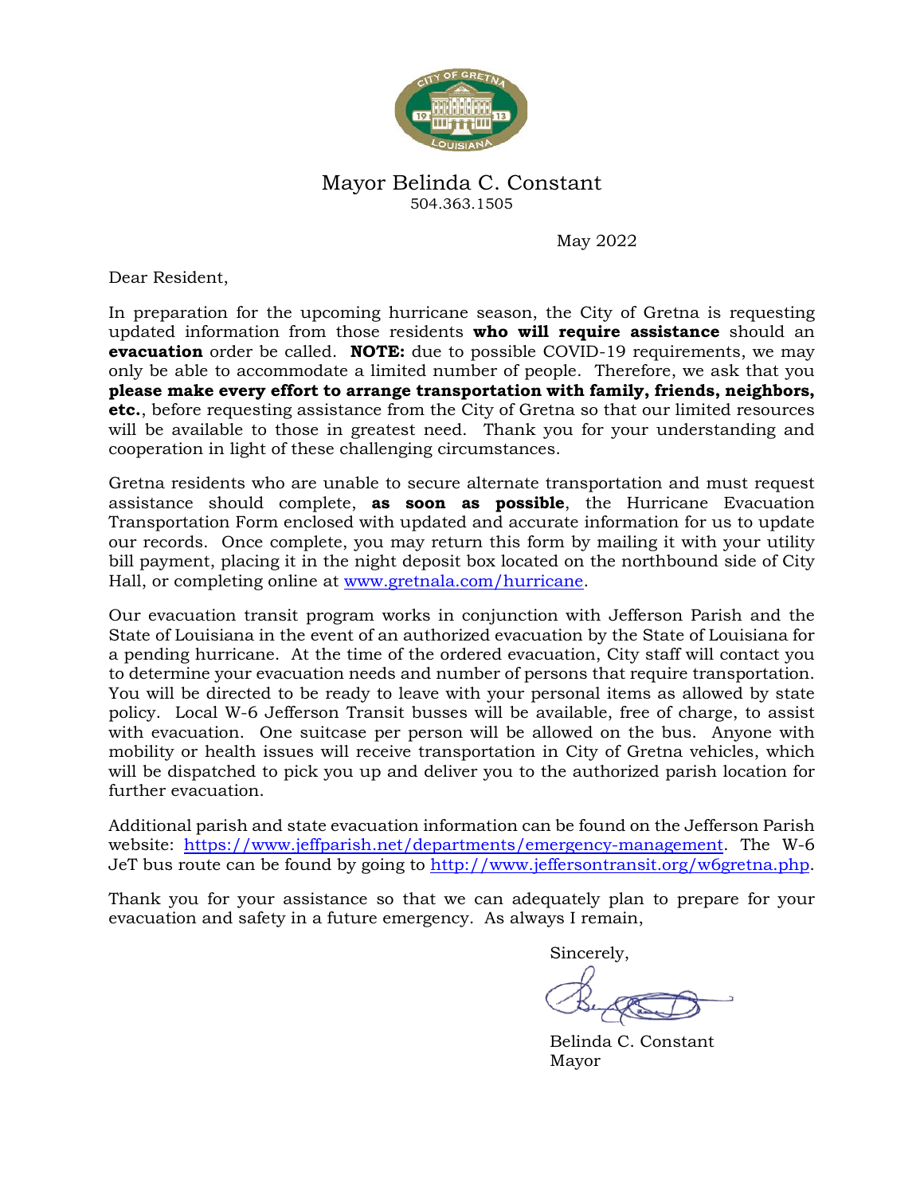Mayor Belinda C. Constant
504.363.1505

May 2022

Dear Resident,

In preparation for the upcoming hurricane season, the City of Gretna is requesting updated information from those residents **who will require assistance** should an **evacuation** order be called. **NOTE:** due to possible COVID-19 requirements, we may only be able to accommodate a limited number of people. Therefore, we ask that you **please make every effort to arrange transportation with family, friends, neighbors, etc.**, before requesting assistance from the City of Gretna so that our limited resources will be available to those in greatest need. Thank you for your understanding and cooperation in light of these challenging circumstances.

Gretna residents who are unable to secure alternate transportation and must request assistance should complete, **as soon as possible**, the Hurricane Evacuation Transportation Form enclosed with updated and accurate information for us to update our records. Once complete, you may return this form by mailing it with your utility bill payment, placing it in the night deposit box located on the northbound side of City Hall, or completing online at [www.gretnala.com/hurricane](www.gretnala.com/hurricane).

Our evacuation transit program works in conjunction with Jefferson Parish and the State of Louisiana in the event of an authorized evacuation by the State of Louisiana for a pending hurricane. At the time of the ordered evacuation, City staff will contact you to determine your evacuation needs and number of persons that require transportation. You will be directed to be ready to leave with your personal items as allowed by state policy. Local W-6 Jefferson Transit busses will be available, free of charge, to assist with evacuation. One suitcase per person will be allowed on the bus. Anyone with mobility or health issues will receive transportation in City of Gretna vehicles, which will be dispatched to pick you up and deliver you to the authorized parish location for further evacuation.

Additional parish and state evacuation information can be found on the Jefferson Parish website: [https://www.jeffparish.net/departments/emergency-management](https://www.jeffparish.net/departments/emergency-management). The W-6 JeT bus route can be found by going to [http://www.jeffersontransit.org/w6gretna.php](http://www.jeffersontransit.org/w6gretna.php).

Thank you for your assistance so that we can adequately plan to prepare for your evacuation and safety in a future emergency. As always I remain,

Sincerely,

Belinda C. Constant
Mayor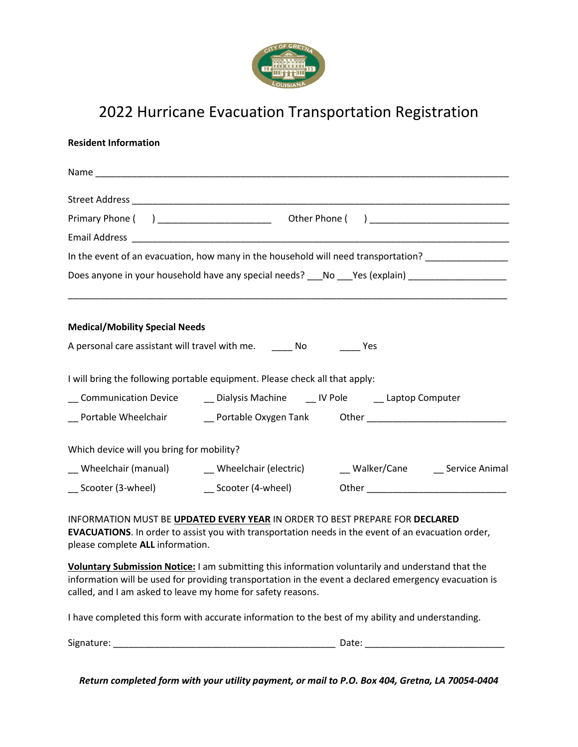# 2022 Hurricane Evacuation Transportation Registration

**Resident Information**

Name ___________________________________________________________________________

Street Address _____________________________________________________________________

Primary Phone (     ) ______________________     Other Phone (     ) ___________________________

Email Address ______________________________________________________________________

In the event of an evacuation, how many in the household will need transportation? _______________

Does anyone in your household have any special needs? ___No ___Yes (explain) ___________________

_____________________________________________________________________________________

**Medical/Mobility Special Needs**

A personal care assistant will travel with me.     ____ No     ____ Yes

I will bring the following portable equipment. Please check all that apply:

__ Communication Device     __ Dialysis Machine     __ IV Pole     __ Laptop Computer

__ Portable Wheelchair     __ Portable Oxygen Tank     Other ___________________________

Which device will you bring for mobility?

__ Wheelchair (manual)     __ Wheelchair (electric)     __ Walker/Cane     __ Service Animal

__ Scooter (3-wheel)     __ Scooter (4-wheel)     Other ___________________________

INFORMATION MUST BE **UPDATED EVERY YEAR** IN ORDER TO BEST PREPARE FOR **DECLARED EVACUATIONS**. In order to assist you with transportation needs in the event of an evacuation order, please complete **ALL** information.

**Voluntary Submission Notice:** I am submitting this information voluntarily and understand that the information will be used for providing transportation in the event a declared emergency evacuation is called, and I am asked to leave my home for safety reasons.

I have completed this form with accurate information to the best of my ability and understanding.

Signature: ____________________________________________ Date: ___________________________

***Return completed form with your utility payment, or mail to P.O. Box 404, Gretna, LA 70054-0404***